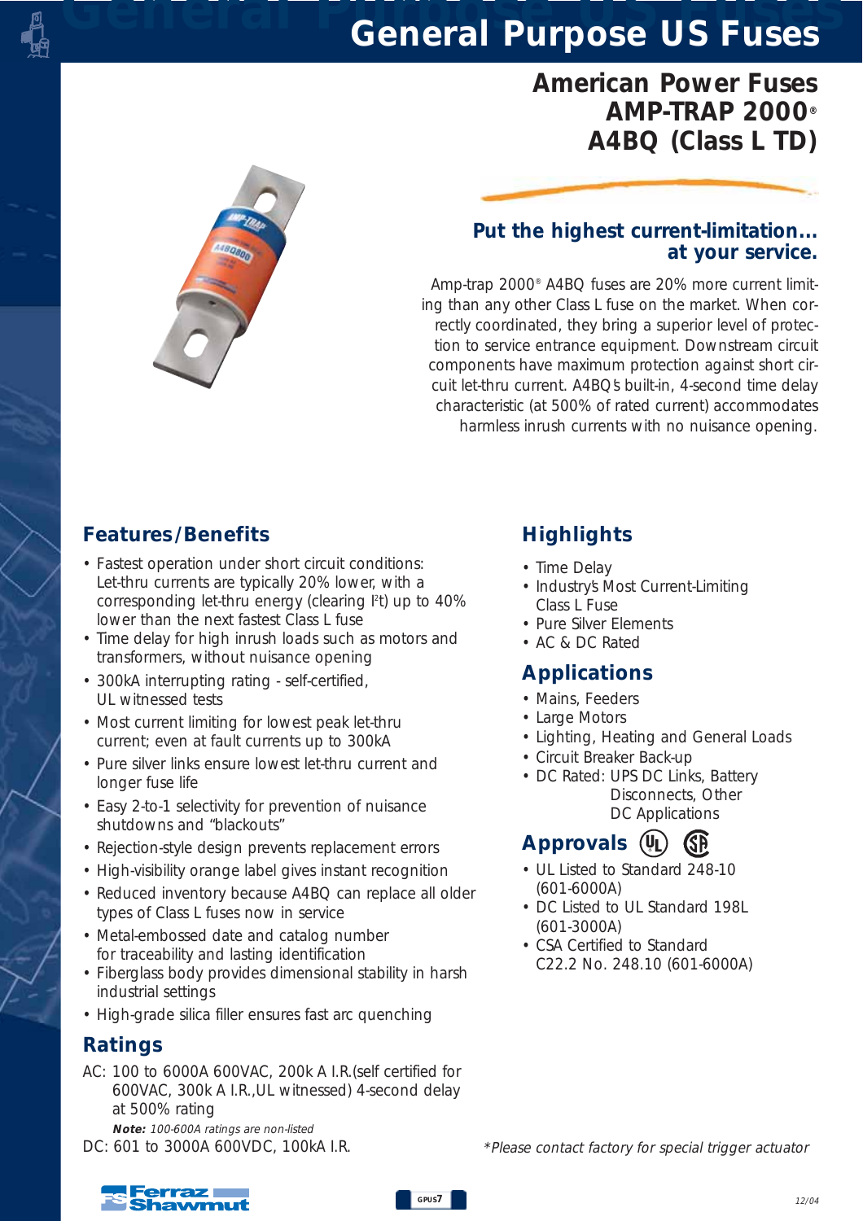# General Purpose US Fuses

## American Power Fuses
## AMP-TRAP 2000®
## A4BQ (Class L TD)

### Put the highest current-limitation… at your service.

Amp-trap 2000® A4BQ fuses are 20% more current limiting than any other Class L fuse on the market. When correctly coordinated, they bring a superior level of protection to service entrance equipment. Downstream circuit components have maximum protection against short circuit let-thru current. A4BQ's built-in, 4-second time delay characteristic (at 500% of rated current) accommodates harmless inrush currents with no nuisance opening.

## Features/Benefits

- Fastest operation under short circuit conditions: Let-thru currents are typically 20% lower, with a corresponding let-thru energy (clearing $I^2t$) up to 40% lower than the next fastest Class L fuse
- Time delay for high inrush loads such as motors and transformers, without nuisance opening
- 300kA interrupting rating - self-certified, UL witnessed tests
- Most current limiting for lowest peak let-thru current; even at fault currents up to 300kA
- Pure silver links ensure lowest let-thru current and longer fuse life
- Easy 2-to-1 selectivity for prevention of nuisance shutdowns and "blackouts"
- Rejection-style design prevents replacement errors
- High-visibility orange label gives instant recognition
- Reduced inventory because A4BQ can replace all older types of Class L fuses now in service
- Metal-embossed date and catalog number for traceability and lasting identification
- Fiberglass body provides dimensional stability in harsh industrial settings
- High-grade silica filler ensures fast arc quenching

## Ratings

AC: 100 to 6000A 600VAC, 200k A I.R.(self certified for 600VAC, 300k A I.R.,UL witnessed) 4-second delay at 500% rating

***Note:*** *100-600A ratings are non-listed*

DC: 601 to 3000A 600VDC, 100kA I.R.

## Highlights

- Time Delay
- Industry's Most Current-Limiting Class L Fuse
- Pure Silver Elements
- AC & DC Rated

## Applications

- Mains, Feeders
- Large Motors
- Lighting, Heating and General Loads
- Circuit Breaker Back-up
- DC Rated: UPS DC Links, Battery Disconnects, Other DC Applications

## Approvals

- UL Listed to Standard 248-10 (601-6000A)
- DC Listed to UL Standard 198L (601-3000A)
- CSA Certified to Standard C22.2 No. 248.10 (601-6000A)

*\*Please contact factory for special trigger actuator*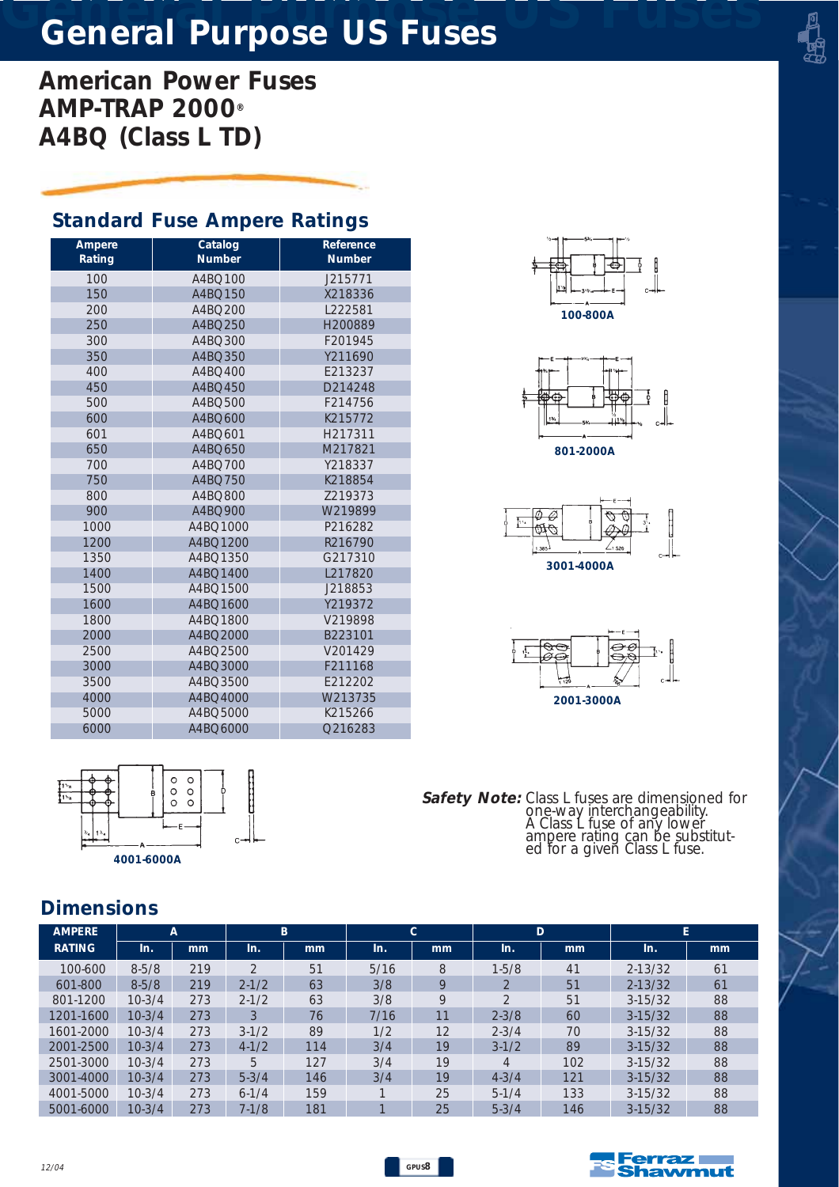# General Purpose US Fuses

## American Power Fuses
## AMP-TRAP 2000®
## A4BQ (Class L TD)

### Standard Fuse Ampere Ratings

| Ampere Rating | Catalog Number | Reference Number |
|---|---|---|
| 100 | A4BQ100 | J215771 |
| 150 | A4BQ150 | X218336 |
| 200 | A4BQ200 | L222581 |
| 250 | A4BQ250 | H200889 |
| 300 | A4BQ300 | F201945 |
| 350 | A4BQ350 | Y211690 |
| 400 | A4BQ400 | E213237 |
| 450 | A4BQ450 | D214248 |
| 500 | A4BQ500 | F214756 |
| 600 | A4BQ600 | K215772 |
| 601 | A4BQ601 | H217311 |
| 650 | A4BQ650 | M217821 |
| 700 | A4BQ700 | Y218337 |
| 750 | A4BQ750 | K218854 |
| 800 | A4BQ800 | Z219373 |
| 900 | A4BQ900 | W219899 |
| 1000 | A4BQ1000 | P216282 |
| 1200 | A4BQ1200 | R216790 |
| 1350 | A4BQ1350 | G217310 |
| 1400 | A4BQ1400 | L217820 |
| 1500 | A4BQ1500 | J218853 |
| 1600 | A4BQ1600 | Y219372 |
| 1800 | A4BQ1800 | V219898 |
| 2000 | A4BQ2000 | B223101 |
| 2500 | A4BQ2500 | V201429 |
| 3000 | A4BQ3000 | F211168 |
| 3500 | A4BQ3500 | E212202 |
| 4000 | A4BQ4000 | W213735 |
| 5000 | A4BQ5000 | K215266 |
| 6000 | A4BQ6000 | Q216283 |

100-800A

801-2000A

3001-4000A

2001-3000A

4001-6000A

***Safety Note:*** Class L fuses are dimensioned for one-way interchangeability. A Class L fuse of any lower ampere rating can be substituted for a given Class L fuse.

### Dimensions

| AMPERE RATING | A | | B | | C | | D | | E | |
|---|---|---|---|---|---|---|---|---|---|---|
| | In. | mm | In. | mm | In. | mm | In. | mm | In. | mm |
| 100-600 | 8-5/8 | 219 | 2 | 51 | 5/16 | 8 | 1-5/8 | 41 | 2-13/32 | 61 |
| 601-800 | 8-5/8 | 219 | 2-1/2 | 63 | 3/8 | 9 | 2 | 51 | 2-13/32 | 61 |
| 801-1200 | 10-3/4 | 273 | 2-1/2 | 63 | 3/8 | 9 | 2 | 51 | 3-15/32 | 88 |
| 1201-1600 | 10-3/4 | 273 | 3 | 76 | 7/16 | 11 | 2-3/8 | 60 | 3-15/32 | 88 |
| 1601-2000 | 10-3/4 | 273 | 3-1/2 | 89 | 1/2 | 12 | 2-3/4 | 70 | 3-15/32 | 88 |
| 2001-2500 | 10-3/4 | 273 | 4-1/2 | 114 | 3/4 | 19 | 3-1/2 | 89 | 3-15/32 | 88 |
| 2501-3000 | 10-3/4 | 273 | 5 | 127 | 3/4 | 19 | 4 | 102 | 3-15/32 | 88 |
| 3001-4000 | 10-3/4 | 273 | 5-3/4 | 146 | 3/4 | 19 | 4-3/4 | 121 | 3-15/32 | 88 |
| 4001-5000 | 10-3/4 | 273 | 6-1/4 | 159 | 1 | 25 | 5-1/4 | 133 | 3-15/32 | 88 |
| 5001-6000 | 10-3/4 | 273 | 7-1/8 | 181 | 1 | 25 | 5-3/4 | 146 | 3-15/32 | 88 |

12/04

Ferraz Shawmut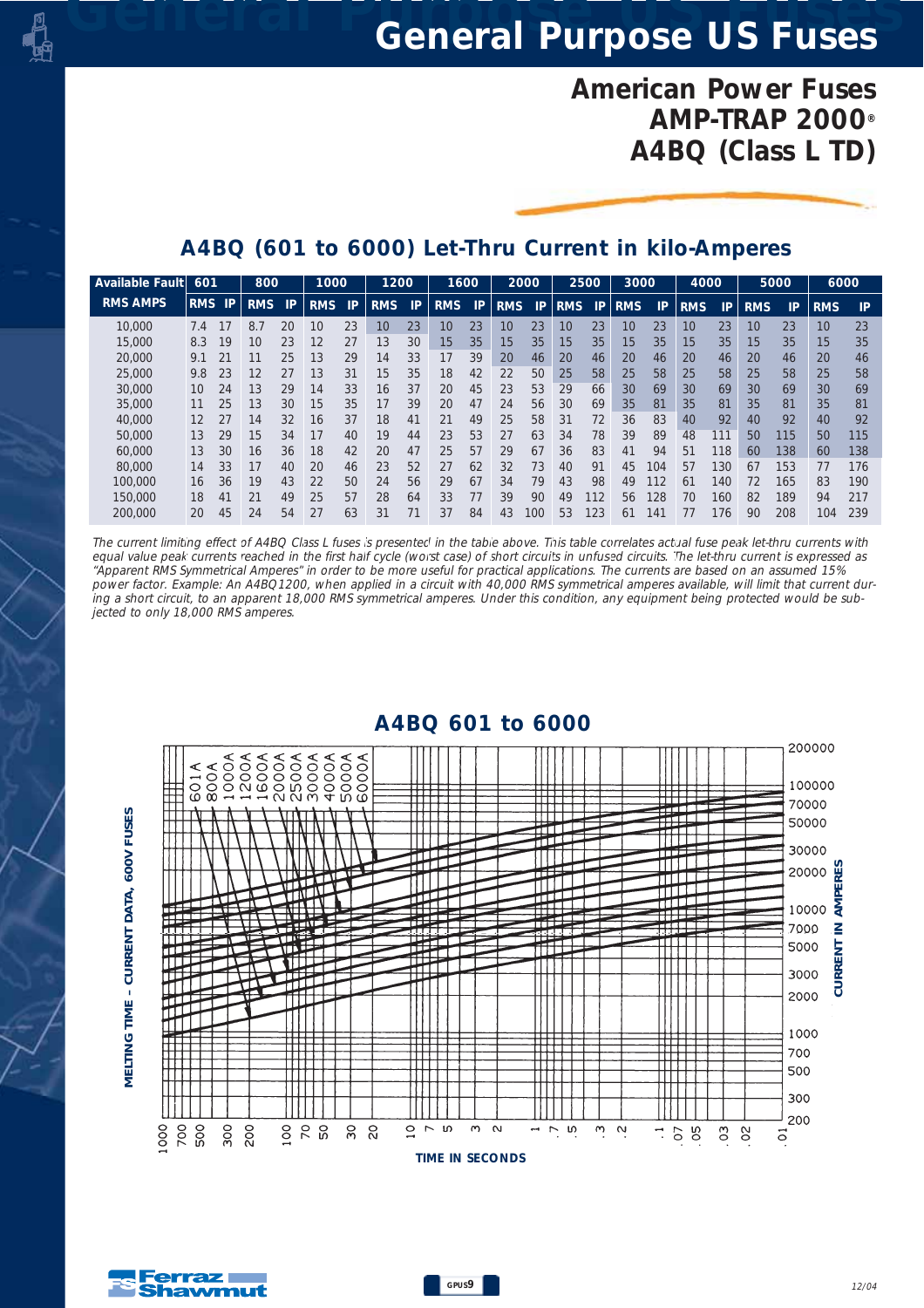# General Purpose US Fuses

## American Power Fuses
## AMP-TRAP 2000®
## A4BQ (Class L TD)

### A4BQ (601 to 6000) Let-Thru Current in kilo-Amperes

| Available Fault | 601 | | 800 | | 1000 | | 1200 | | 1600 | | 2000 | | 2500 | | 3000 | | 4000 | | 5000 | | 6000 | |
|---|---|---|---|---|---|---|---|---|---|---|---|---|---|---|---|---|---|---|---|---|---|---|
| RMS AMPS | RMS | IP | RMS | IP | RMS | IP | RMS | IP | RMS | IP | RMS | IP | RMS | IP | RMS | IP | RMS | IP | RMS | IP | RMS | IP |
| 10,000 | 7.4 | 17 | 8.7 | 20 | 10 | 23 | 10 | 23 | 10 | 23 | 10 | 23 | 10 | 23 | 10 | 23 | 10 | 23 | 10 | 23 | 10 | 23 |
| 15,000 | 8.3 | 19 | 10 | 23 | 12 | 27 | 13 | 30 | 15 | 35 | 15 | 35 | 15 | 35 | 15 | 35 | 15 | 35 | 15 | 35 | 15 | 35 |
| 20,000 | 9.1 | 21 | 11 | 25 | 13 | 29 | 14 | 33 | 17 | 39 | 20 | 46 | 20 | 46 | 20 | 46 | 20 | 46 | 20 | 46 | 20 | 46 |
| 25,000 | 9.8 | 23 | 12 | 27 | 13 | 31 | 15 | 35 | 18 | 42 | 22 | 50 | 25 | 58 | 25 | 58 | 25 | 58 | 25 | 58 | 25 | 58 |
| 30,000 | 10 | 24 | 13 | 29 | 14 | 33 | 16 | 37 | 20 | 45 | 23 | 53 | 29 | 66 | 30 | 69 | 30 | 69 | 30 | 69 | 30 | 69 |
| 35,000 | 11 | 25 | 13 | 30 | 15 | 35 | 17 | 39 | 20 | 47 | 24 | 56 | 30 | 69 | 35 | 81 | 35 | 81 | 35 | 81 | 35 | 81 |
| 40,000 | 12 | 27 | 14 | 32 | 16 | 37 | 18 | 41 | 21 | 49 | 25 | 58 | 31 | 72 | 36 | 83 | 40 | 92 | 40 | 92 | 40 | 92 |
| 50,000 | 13 | 29 | 15 | 34 | 17 | 40 | 19 | 44 | 23 | 53 | 27 | 63 | 34 | 78 | 39 | 89 | 48 | 111 | 50 | 115 | 50 | 115 |
| 60,000 | 13 | 30 | 16 | 36 | 18 | 42 | 20 | 47 | 25 | 57 | 29 | 67 | 36 | 83 | 41 | 94 | 51 | 118 | 60 | 138 | 60 | 138 |
| 80,000 | 14 | 33 | 17 | 40 | 20 | 46 | 23 | 52 | 27 | 62 | 32 | 73 | 40 | 91 | 45 | 104 | 57 | 130 | 67 | 153 | 77 | 176 |
| 100,000 | 16 | 36 | 19 | 43 | 22 | 50 | 24 | 56 | 29 | 67 | 34 | 79 | 43 | 98 | 49 | 112 | 61 | 140 | 72 | 165 | 83 | 190 |
| 150,000 | 18 | 41 | 21 | 49 | 25 | 57 | 28 | 64 | 33 | 77 | 39 | 90 | 49 | 112 | 56 | 128 | 70 | 160 | 82 | 189 | 94 | 217 |
| 200,000 | 20 | 45 | 24 | 54 | 27 | 63 | 31 | 71 | 37 | 84 | 43 | 100 | 53 | 123 | 61 | 141 | 77 | 176 | 90 | 208 | 104 | 239 |

*The current limiting effect of A4BQ Class L fuses is presented in the table above. This table correlates actual fuse peak let-thru currents with equal value peak currents reached in the first half cycle (worst case) of short circuits in unfused circuits. The let-thru current is expressed as "Apparent RMS Symmetrical Amperes" in order to be more useful for practical applications. The currents are based on an assumed 15% power factor. Example: An A4BQ1200, when applied in a circuit with 40,000 RMS symmetrical amperes available, will limit that current during a short circuit, to an apparent 18,000 RMS symmetrical amperes. Under this condition, any equipment being protected would be subjected to only 18,000 RMS amperes.*

### A4BQ 601 to 6000

MELTING TIME – CURRENT DATA, 600V FUSES

601A 800A 1000A 1200A 1600A 2000A 2500A 3000A 4000A 5000A 6000A

CURRENT IN AMPERES: 200000, 100000, 70000, 50000, 30000, 20000, 10000, 7000, 5000, 3000, 2000, 1000, 700, 500, 300, 200

TIME IN SECONDS: 1000, 700, 500, 300, 200, 100, 70, 50, 30, 20, 10, 7, 5, 3, 2, 1, .7, .5, .3, .2, .1, .07, .05, .03, .02, .01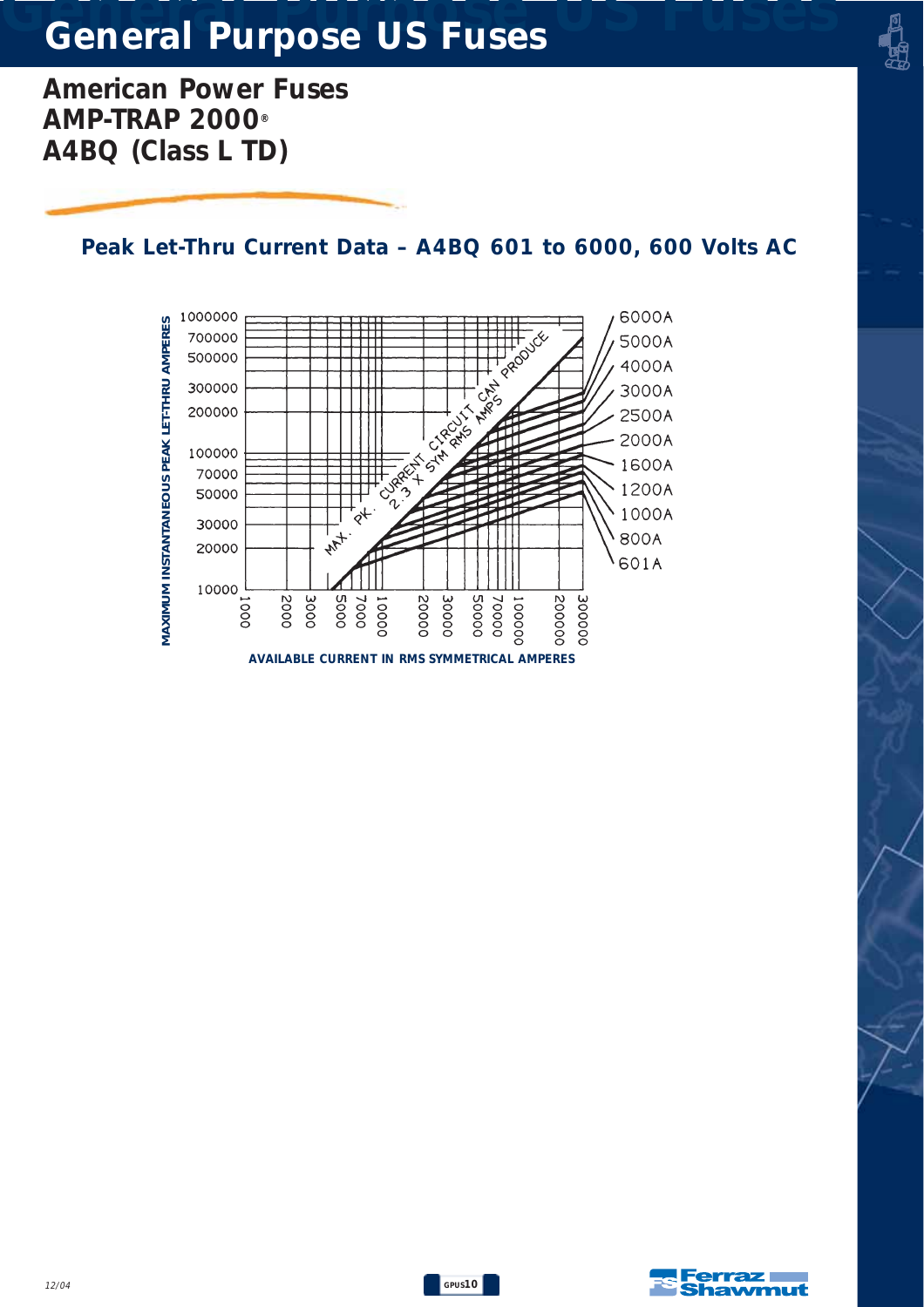# General Purpose US Fuses

## American Power Fuses
## AMP-TRAP 2000®
## A4BQ (Class L TD)

### Peak Let-Thru Current Data – A4BQ 601 to 6000, 600 Volts AC

MAXIMUM INSTANTANEOUS PEAK LET-THRU AMPERES

1000000
700000
500000
300000
200000
100000
70000
50000
30000
20000
10000

MAX. PK. CURRENT CIRCUIT CAN PRODUCE
2.3 X SYM RMS AMPS

6000A
5000A
4000A
3000A
2500A
2000A
1600A
1200A
1000A
800A
601A

1000
2000
3000
5000
7000
10000
20000
30000
50000
70000
100000
200000
300000

AVAILABLE CURRENT IN RMS SYMMETRICAL AMPERES

12/04